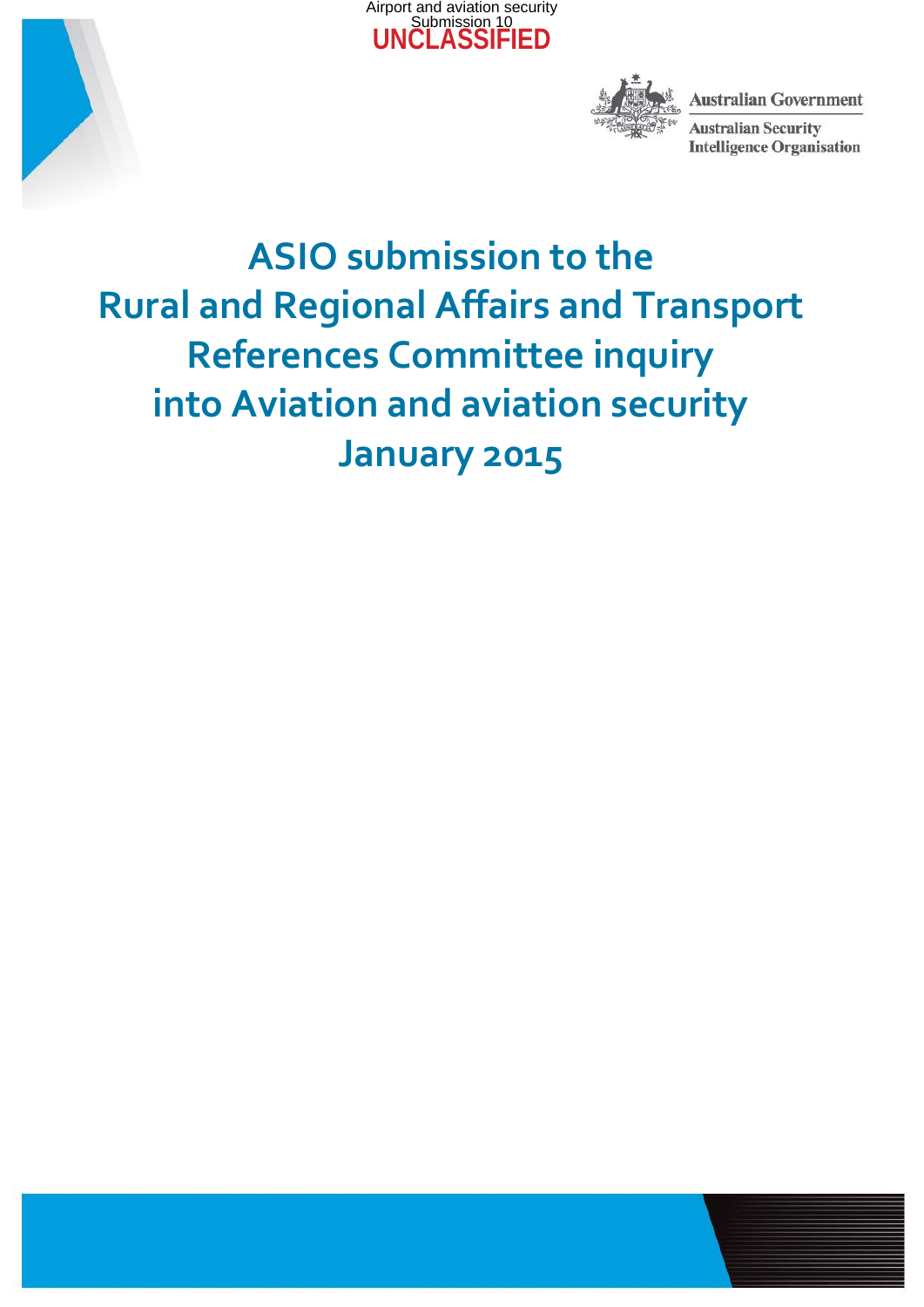Airport and aviation security
Submission 10

UNCLASSIFIED

Australian Government

Australian Security Intelligence Organisation

# ASIO submission to the Rural and Regional Affairs and Transport References Committee inquiry into Aviation and aviation security January 2015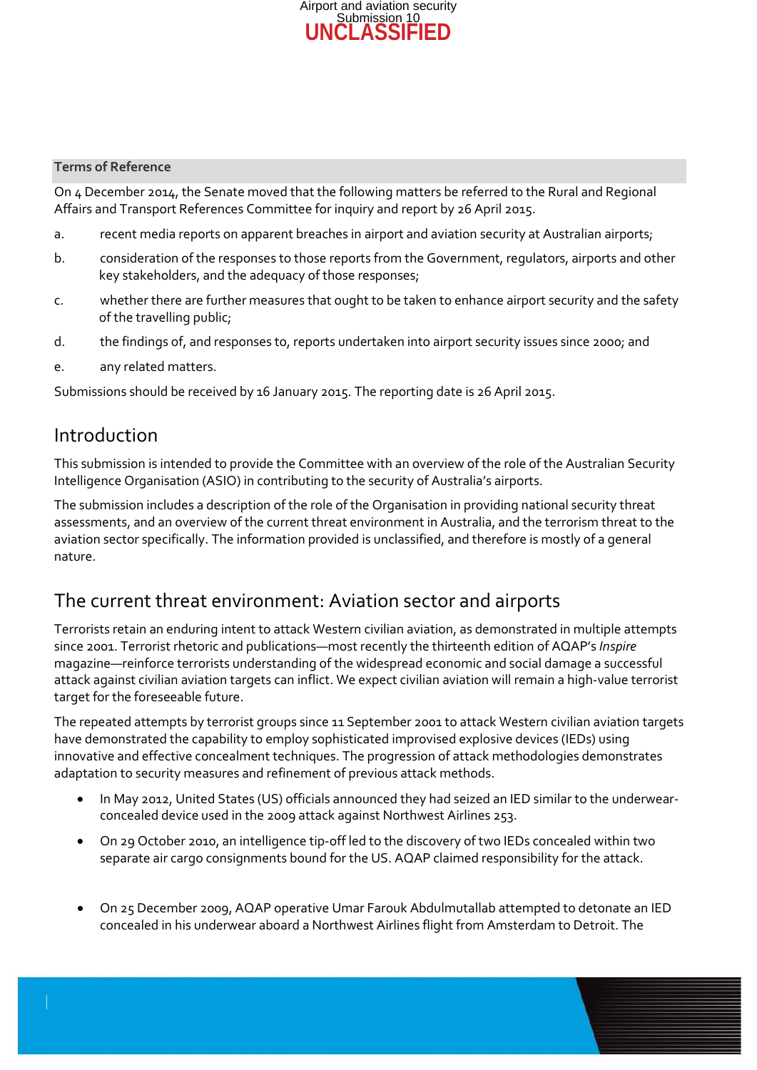**Terms of Reference**

On 4 December 2014, the Senate moved that the following matters be referred to the Rural and Regional Affairs and Transport References Committee for inquiry and report by 26 April 2015.

a. recent media reports on apparent breaches in airport and aviation security at Australian airports;

b. consideration of the responses to those reports from the Government, regulators, airports and other key stakeholders, and the adequacy of those responses;

c. whether there are further measures that ought to be taken to enhance airport security and the safety of the travelling public;

d. the findings of, and responses to, reports undertaken into airport security issues since 2000; and

e. any related matters.

Submissions should be received by 16 January 2015. The reporting date is 26 April 2015.

## Introduction

This submission is intended to provide the Committee with an overview of the role of the Australian Security Intelligence Organisation (ASIO) in contributing to the security of Australia's airports.

The submission includes a description of the role of the Organisation in providing national security threat assessments, and an overview of the current threat environment in Australia, and the terrorism threat to the aviation sector specifically. The information provided is unclassified, and therefore is mostly of a general nature.

## The current threat environment: Aviation sector and airports

Terrorists retain an enduring intent to attack Western civilian aviation, as demonstrated in multiple attempts since 2001. Terrorist rhetoric and publications—most recently the thirteenth edition of AQAP's *Inspire* magazine—reinforce terrorists understanding of the widespread economic and social damage a successful attack against civilian aviation targets can inflict. We expect civilian aviation will remain a high-value terrorist target for the foreseeable future.

The repeated attempts by terrorist groups since 11 September 2001 to attack Western civilian aviation targets have demonstrated the capability to employ sophisticated improvised explosive devices (IEDs) using innovative and effective concealment techniques. The progression of attack methodologies demonstrates adaptation to security measures and refinement of previous attack methods.

- In May 2012, United States (US) officials announced they had seized an IED similar to the underwear-concealed device used in the 2009 attack against Northwest Airlines 253.
- On 29 October 2010, an intelligence tip-off led to the discovery of two IEDs concealed within two separate air cargo consignments bound for the US. AQAP claimed responsibility for the attack.
- On 25 December 2009, AQAP operative Umar Farouk Abdulmutallab attempted to detonate an IED concealed in his underwear aboard a Northwest Airlines flight from Amsterdam to Detroit. The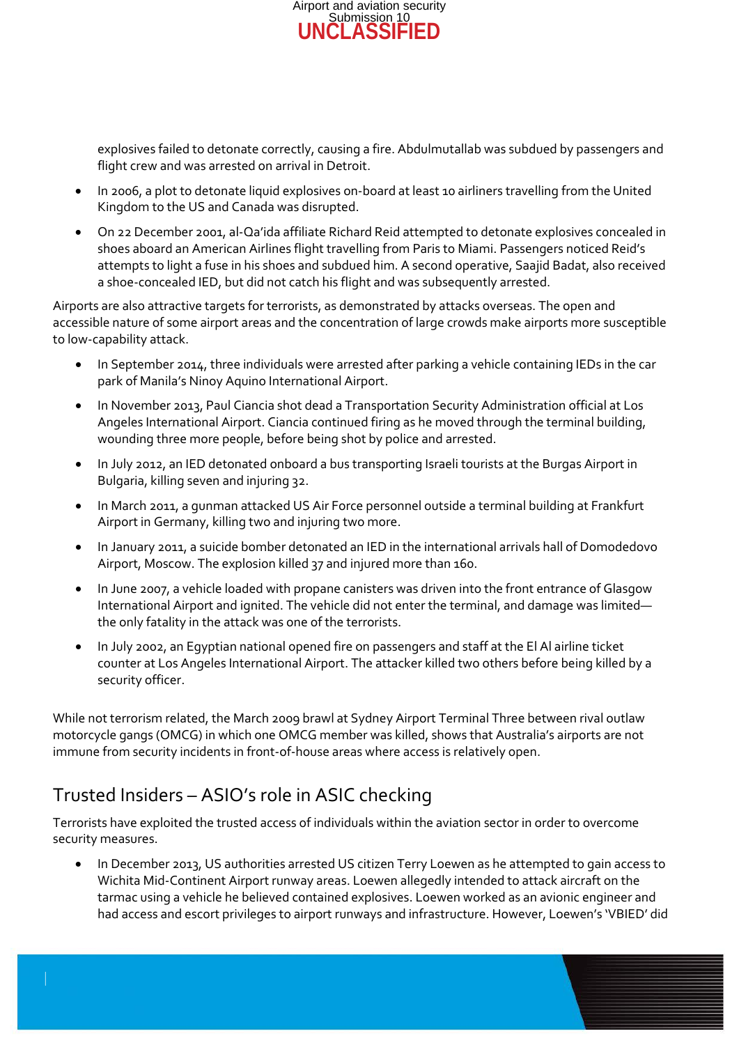explosives failed to detonate correctly, causing a fire. Abdulmutallab was subdued by passengers and flight crew and was arrested on arrival in Detroit.

- In 2006, a plot to detonate liquid explosives on-board at least 10 airliners travelling from the United Kingdom to the US and Canada was disrupted.
- On 22 December 2001, al-Qa'ida affiliate Richard Reid attempted to detonate explosives concealed in shoes aboard an American Airlines flight travelling from Paris to Miami. Passengers noticed Reid's attempts to light a fuse in his shoes and subdued him. A second operative, Saajid Badat, also received a shoe-concealed IED, but did not catch his flight and was subsequently arrested.

Airports are also attractive targets for terrorists, as demonstrated by attacks overseas. The open and accessible nature of some airport areas and the concentration of large crowds make airports more susceptible to low-capability attack.

- In September 2014, three individuals were arrested after parking a vehicle containing IEDs in the car park of Manila's Ninoy Aquino International Airport.
- In November 2013, Paul Ciancia shot dead a Transportation Security Administration official at Los Angeles International Airport. Ciancia continued firing as he moved through the terminal building, wounding three more people, before being shot by police and arrested.
- In July 2012, an IED detonated onboard a bus transporting Israeli tourists at the Burgas Airport in Bulgaria, killing seven and injuring 32.
- In March 2011, a gunman attacked US Air Force personnel outside a terminal building at Frankfurt Airport in Germany, killing two and injuring two more.
- In January 2011, a suicide bomber detonated an IED in the international arrivals hall of Domodedovo Airport, Moscow. The explosion killed 37 and injured more than 160.
- In June 2007, a vehicle loaded with propane canisters was driven into the front entrance of Glasgow International Airport and ignited. The vehicle did not enter the terminal, and damage was limited—the only fatality in the attack was one of the terrorists.
- In July 2002, an Egyptian national opened fire on passengers and staff at the El Al airline ticket counter at Los Angeles International Airport. The attacker killed two others before being killed by a security officer.

While not terrorism related, the March 2009 brawl at Sydney Airport Terminal Three between rival outlaw motorcycle gangs (OMCG) in which one OMCG member was killed, shows that Australia's airports are not immune from security incidents in front-of-house areas where access is relatively open.

## Trusted Insiders – ASIO's role in ASIC checking

Terrorists have exploited the trusted access of individuals within the aviation sector in order to overcome security measures.

- In December 2013, US authorities arrested US citizen Terry Loewen as he attempted to gain access to Wichita Mid-Continent Airport runway areas. Loewen allegedly intended to attack aircraft on the tarmac using a vehicle he believed contained explosives. Loewen worked as an avionic engineer and had access and escort privileges to airport runways and infrastructure. However, Loewen's 'VBIED' did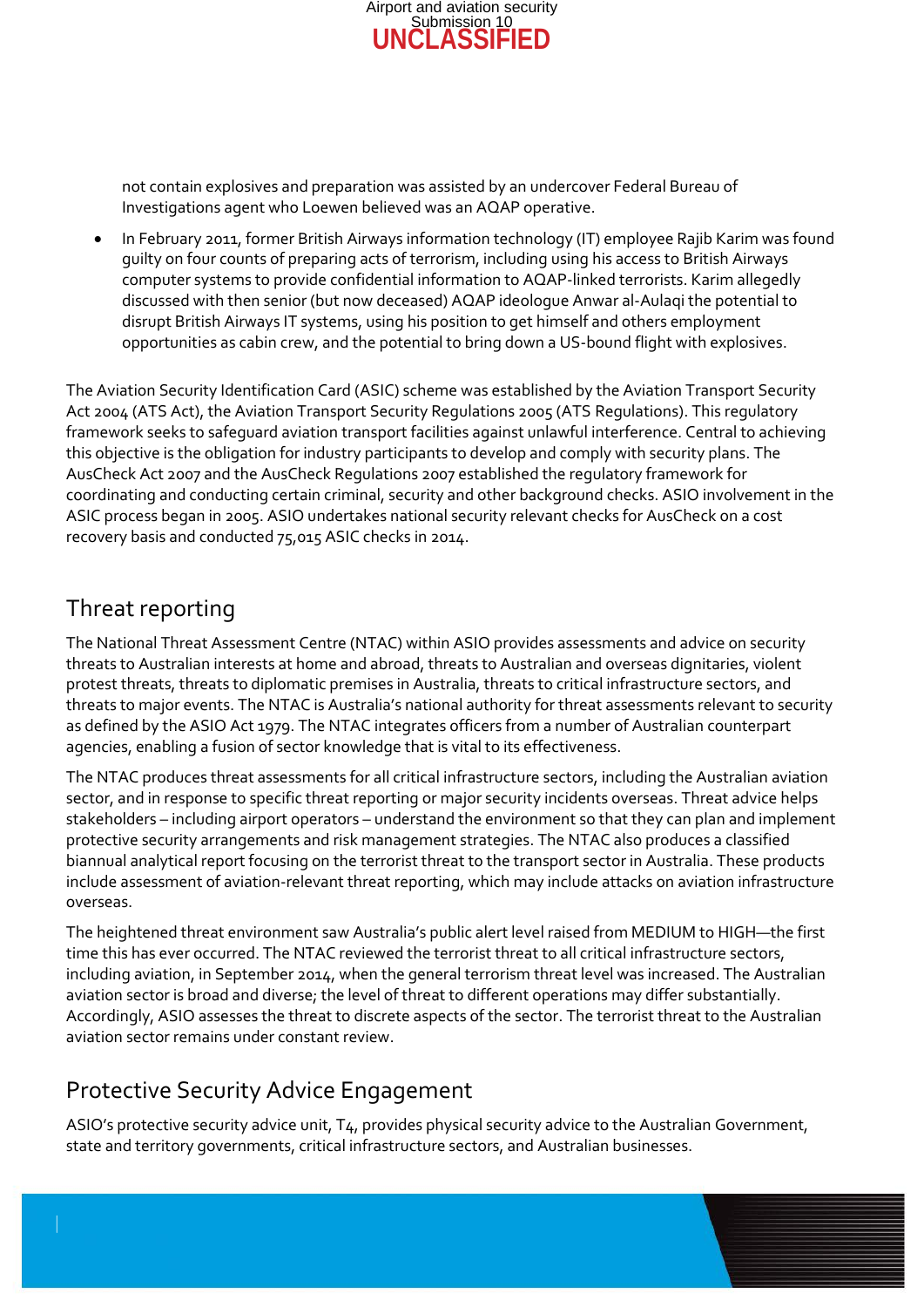not contain explosives and preparation was assisted by an undercover Federal Bureau of Investigations agent who Loewen believed was an AQAP operative.

- In February 2011, former British Airways information technology (IT) employee Rajib Karim was found guilty on four counts of preparing acts of terrorism, including using his access to British Airways computer systems to provide confidential information to AQAP-linked terrorists. Karim allegedly discussed with then senior (but now deceased) AQAP ideologue Anwar al-Aulaqi the potential to disrupt British Airways IT systems, using his position to get himself and others employment opportunities as cabin crew, and the potential to bring down a US-bound flight with explosives.

The Aviation Security Identification Card (ASIC) scheme was established by the Aviation Transport Security Act 2004 (ATS Act), the Aviation Transport Security Regulations 2005 (ATS Regulations). This regulatory framework seeks to safeguard aviation transport facilities against unlawful interference. Central to achieving this objective is the obligation for industry participants to develop and comply with security plans. The AusCheck Act 2007 and the AusCheck Regulations 2007 established the regulatory framework for coordinating and conducting certain criminal, security and other background checks. ASIO involvement in the ASIC process began in 2005. ASIO undertakes national security relevant checks for AusCheck on a cost recovery basis and conducted 75,015 ASIC checks in 2014.

## Threat reporting

The National Threat Assessment Centre (NTAC) within ASIO provides assessments and advice on security threats to Australian interests at home and abroad, threats to Australian and overseas dignitaries, violent protest threats, threats to diplomatic premises in Australia, threats to critical infrastructure sectors, and threats to major events. The NTAC is Australia's national authority for threat assessments relevant to security as defined by the ASIO Act 1979. The NTAC integrates officers from a number of Australian counterpart agencies, enabling a fusion of sector knowledge that is vital to its effectiveness.

The NTAC produces threat assessments for all critical infrastructure sectors, including the Australian aviation sector, and in response to specific threat reporting or major security incidents overseas. Threat advice helps stakeholders – including airport operators – understand the environment so that they can plan and implement protective security arrangements and risk management strategies. The NTAC also produces a classified biannual analytical report focusing on the terrorist threat to the transport sector in Australia. These products include assessment of aviation-relevant threat reporting, which may include attacks on aviation infrastructure overseas.

The heightened threat environment saw Australia's public alert level raised from MEDIUM to HIGH—the first time this has ever occurred. The NTAC reviewed the terrorist threat to all critical infrastructure sectors, including aviation, in September 2014, when the general terrorism threat level was increased. The Australian aviation sector is broad and diverse; the level of threat to different operations may differ substantially. Accordingly, ASIO assesses the threat to discrete aspects of the sector. The terrorist threat to the Australian aviation sector remains under constant review.

## Protective Security Advice Engagement

ASIO's protective security advice unit, T4, provides physical security advice to the Australian Government, state and territory governments, critical infrastructure sectors, and Australian businesses.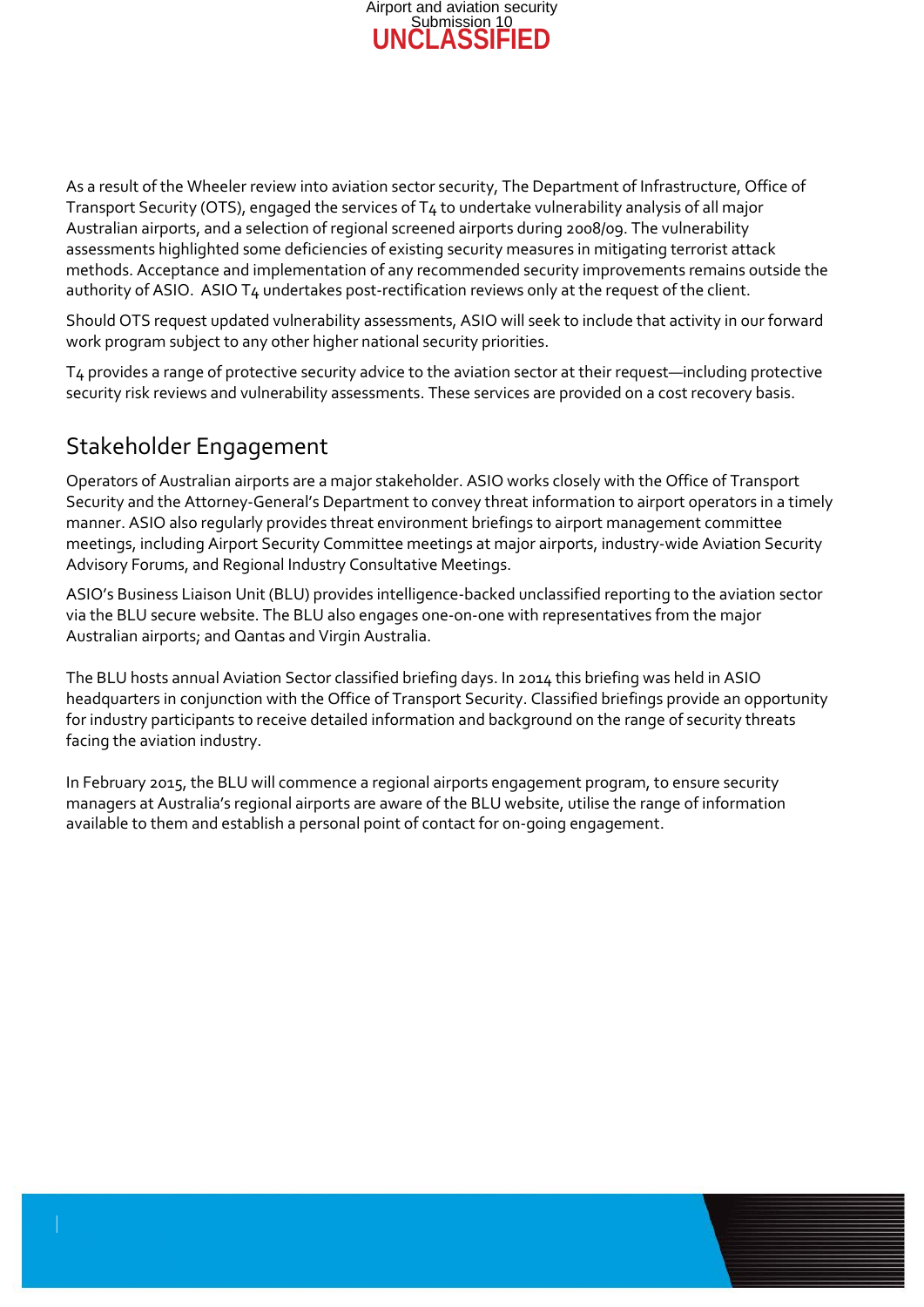As a result of the Wheeler review into aviation sector security, The Department of Infrastructure, Office of Transport Security (OTS), engaged the services of T4 to undertake vulnerability analysis of all major Australian airports, and a selection of regional screened airports during 2008/09. The vulnerability assessments highlighted some deficiencies of existing security measures in mitigating terrorist attack methods. Acceptance and implementation of any recommended security improvements remains outside the authority of ASIO. ASIO T4 undertakes post-rectification reviews only at the request of the client.

Should OTS request updated vulnerability assessments, ASIO will seek to include that activity in our forward work program subject to any other higher national security priorities.

T4 provides a range of protective security advice to the aviation sector at their request—including protective security risk reviews and vulnerability assessments. These services are provided on a cost recovery basis.

## Stakeholder Engagement

Operators of Australian airports are a major stakeholder. ASIO works closely with the Office of Transport Security and the Attorney-General's Department to convey threat information to airport operators in a timely manner. ASIO also regularly provides threat environment briefings to airport management committee meetings, including Airport Security Committee meetings at major airports, industry-wide Aviation Security Advisory Forums, and Regional Industry Consultative Meetings.

ASIO's Business Liaison Unit (BLU) provides intelligence-backed unclassified reporting to the aviation sector via the BLU secure website. The BLU also engages one-on-one with representatives from the major Australian airports; and Qantas and Virgin Australia.

The BLU hosts annual Aviation Sector classified briefing days. In 2014 this briefing was held in ASIO headquarters in conjunction with the Office of Transport Security. Classified briefings provide an opportunity for industry participants to receive detailed information and background on the range of security threats facing the aviation industry.

In February 2015, the BLU will commence a regional airports engagement program, to ensure security managers at Australia's regional airports are aware of the BLU website, utilise the range of information available to them and establish a personal point of contact for on-going engagement.